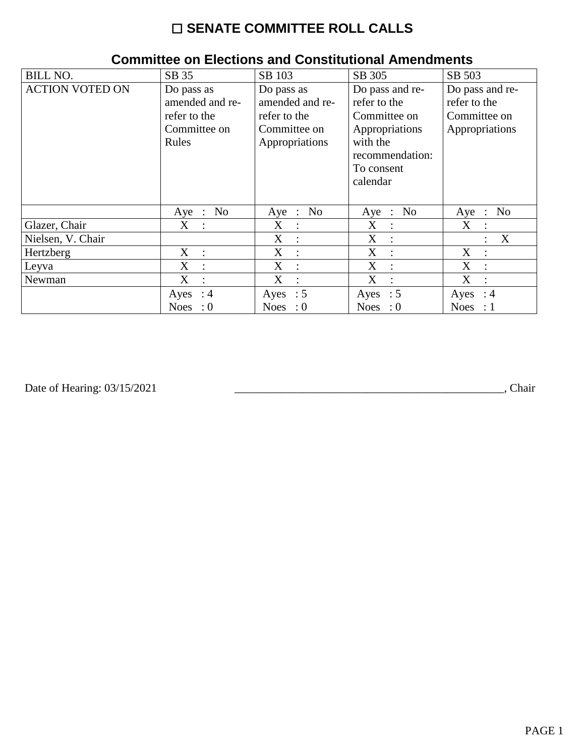# ☐ SENATE COMMITTEE ROLL CALLS

## Committee on Elections and Constitutional Amendments

| BILL NO. | SB 35 | SB 103 | SB 305 | SB 503 |
|---|---|---|---|---|
| ACTION VOTED ON | Do pass as amended and re-refer to the Committee on Rules | Do pass as amended and re-refer to the Committee on Appropriations | Do pass and re-refer to the Committee on Appropriations with the recommendation: To consent calendar | Do pass and re-refer to the Committee on Appropriations |
| | Aye : No | Aye : No | Aye : No | Aye : No |
| Glazer, Chair | X : | X : | X : | X : |
| Nielsen, V. Chair | | X : | X : | : X |
| Hertzberg | X : | X : | X : | X : |
| Leyva | X : | X : | X : | X : |
| Newman | X : | X : | X : | X : |
| | Ayes : 4<br>Noes : 0 | Ayes : 5<br>Noes : 0 | Ayes : 5<br>Noes : 0 | Ayes : 4<br>Noes : 1 |

Date of Hearing: 03/15/2021 ________________________________________________, Chair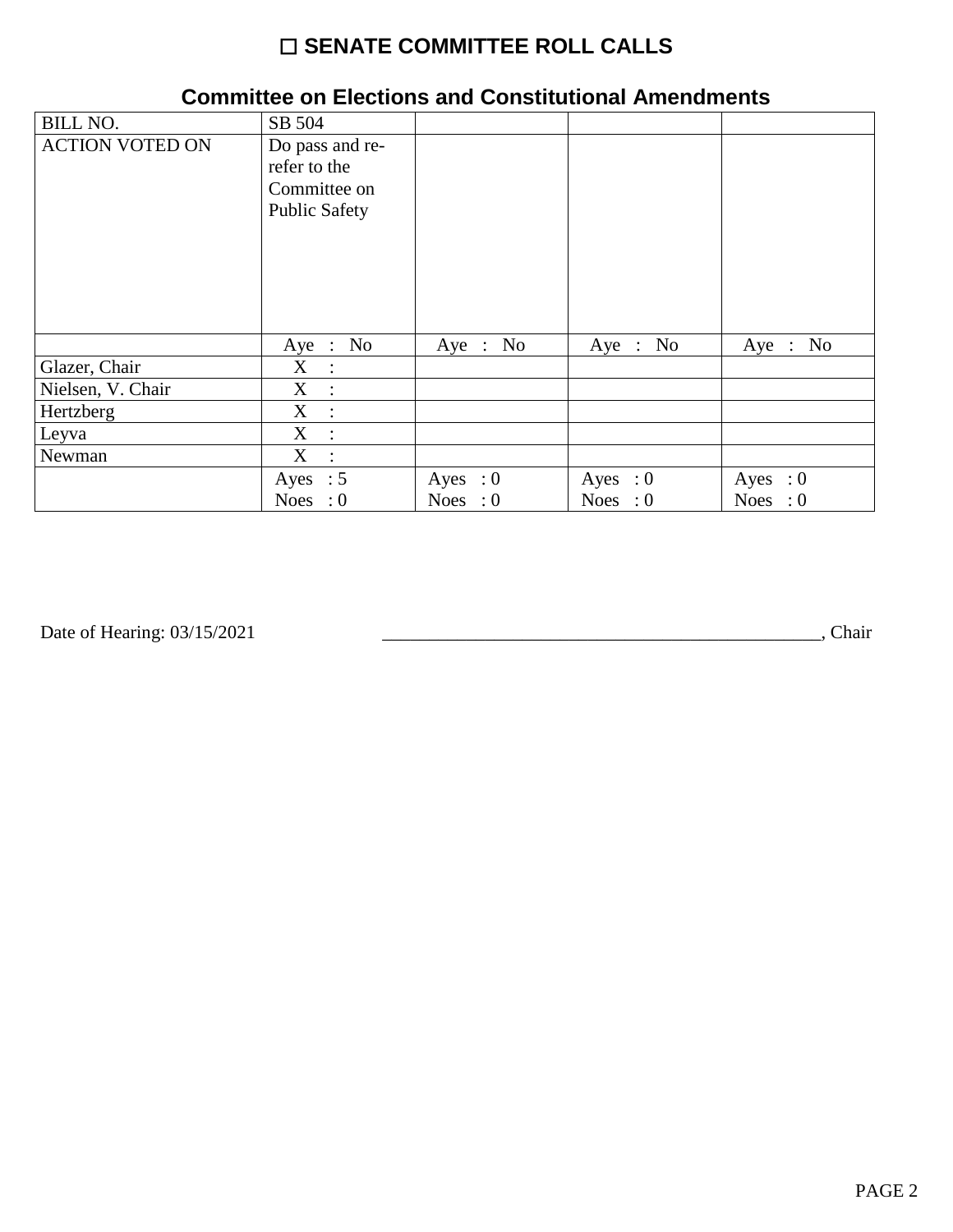# ☐ SENATE COMMITTEE ROLL CALLS

## Committee on Elections and Constitutional Amendments

| BILL NO. | SB 504 | | | |
|---|---|---|---|---|
| ACTION VOTED ON | Do pass and re-refer to the Committee on Public Safety | | | |
| | Aye : No | Aye : No | Aye : No | Aye : No |
| Glazer, Chair | X : | | | |
| Nielsen, V. Chair | X : | | | |
| Hertzberg | X : | | | |
| Leyva | X : | | | |
| Newman | X : | | | |
| | Ayes : 5<br>Noes : 0 | Ayes : 0<br>Noes : 0 | Ayes : 0<br>Noes : 0 | Ayes : 0<br>Noes : 0 |

Date of Hearing: 03/15/2021 ________________________________________________, Chair